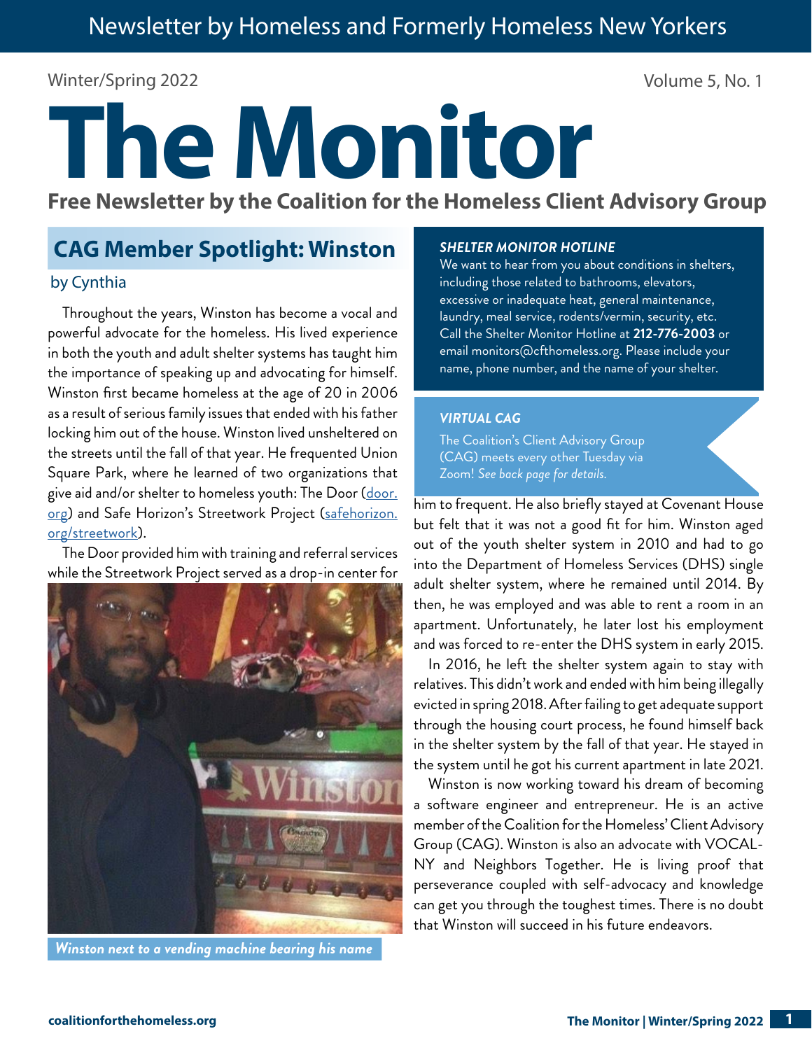Newsletter by Homeless and Formerly Homeless New Yorkers

Winter/Spring 2022

Volume 5, No. 1

# The Monitor

**Free Newsletter by the Coalition for the Homeless Client Advisory Group**

## CAG Member Spotlight: Winston

by Cynthia

Throughout the years, Winston has become a vocal and powerful advocate for the homeless. His lived experience in both the youth and adult shelter systems has taught him the importance of speaking up and advocating for himself. Winston first became homeless at the age of 20 in 2006 as a result of serious family issues that ended with his father locking him out of the house. Winston lived unsheltered on the streets until the fall of that year. He frequented Union Square Park, where he learned of two organizations that give aid and/or shelter to homeless youth: The Door (door.org) and Safe Horizon's Streetwork Project (safehorizon.org/streetwork).

The Door provided him with training and referral services while the Streetwork Project served as a drop-in center for him to frequent. He also briefly stayed at Covenant House but felt that it was not a good fit for him. Winston aged out of the youth shelter system in 2010 and had to go into the Department of Homeless Services (DHS) single adult shelter system, where he remained until 2014. By then, he was employed and was able to rent a room in an apartment. Unfortunately, he later lost his employment and was forced to re-enter the DHS system in early 2015.

In 2016, he left the shelter system again to stay with relatives. This didn't work and ended with him being illegally evicted in spring 2018. After failing to get adequate support through the housing court process, he found himself back in the shelter system by the fall of that year. He stayed in the system until he got his current apartment in late 2021.

Winston is now working toward his dream of becoming a software engineer and entrepreneur. He is an active member of the Coalition for the Homeless' Client Advisory Group (CAG). Winston is also an advocate with VOCAL-NY and Neighbors Together. He is living proof that perseverance coupled with self-advocacy and knowledge can get you through the toughest times. There is no doubt that Winston will succeed in his future endeavors.

*Winston next to a vending machine bearing his name*

### *SHELTER MONITOR HOTLINE*

We want to hear from you about conditions in shelters, including those related to bathrooms, elevators, excessive or inadequate heat, general maintenance, laundry, meal service, rodents/vermin, security, etc. Call the Shelter Monitor Hotline at **212-776-2003** or email monitors@cfthomeless.org. Please include your name, phone number, and the name of your shelter.

### *VIRTUAL CAG*

The Coalition's Client Advisory Group (CAG) meets every other Tuesday via Zoom! *See back page for details.*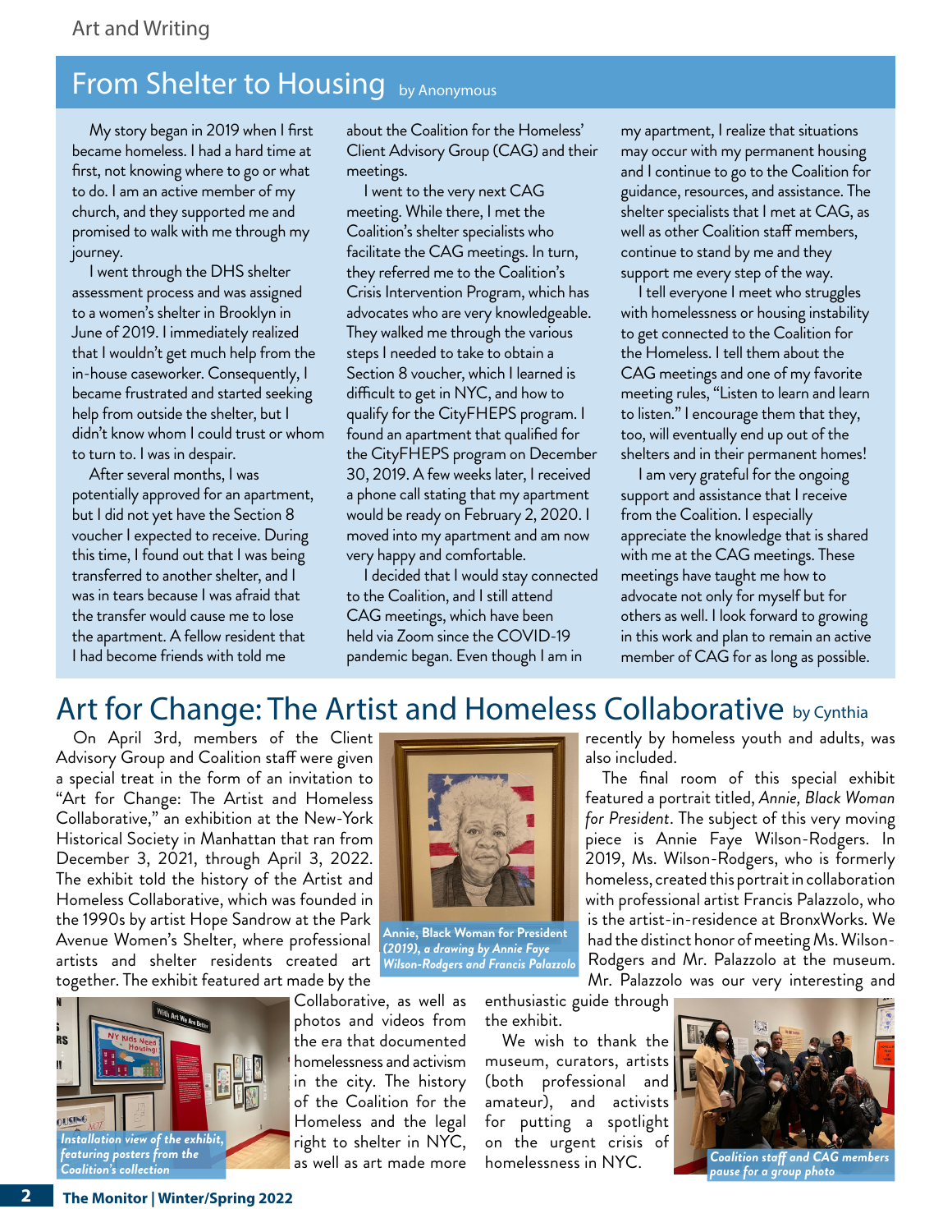# From Shelter to Housing

by Anonymous

My story began in 2019 when I first became homeless. I had a hard time at first, not knowing where to go or what to do. I am an active member of my church, and they supported me and promised to walk with me through my journey.

I went through the DHS shelter assessment process and was assigned to a women's shelter in Brooklyn in June of 2019. I immediately realized that I wouldn't get much help from the in-house caseworker. Consequently, I became frustrated and started seeking help from outside the shelter, but I didn't know whom I could trust or whom to turn to. I was in despair.

After several months, I was potentially approved for an apartment, but I did not yet have the Section 8 voucher I expected to receive. During this time, I found out that I was being transferred to another shelter, and I was in tears because I was afraid that the transfer would cause me to lose the apartment. A fellow resident that I had become friends with told me about the Coalition for the Homeless' Client Advisory Group (CAG) and their meetings.

I went to the very next CAG meeting. While there, I met the Coalition's shelter specialists who facilitate the CAG meetings. In turn, they referred me to the Coalition's Crisis Intervention Program, which has advocates who are very knowledgeable. They walked me through the various steps I needed to take to obtain a Section 8 voucher, which I learned is difficult to get in NYC, and how to qualify for the CityFHEPS program. I found an apartment that qualified for the CityFHEPS program on December 30, 2019. A few weeks later, I received a phone call stating that my apartment would be ready on February 2, 2020. I moved into my apartment and am now very happy and comfortable.

I decided that I would stay connected to the Coalition, and I still attend CAG meetings, which have been held via Zoom since the COVID-19 pandemic began. Even though I am in my apartment, I realize that situations may occur with my permanent housing and I continue to go to the Coalition for guidance, resources, and assistance. The shelter specialists that I met at CAG, as well as other Coalition staff members, continue to stand by me and they support me every step of the way.

I tell everyone I meet who struggles with homelessness or housing instability to get connected to the Coalition for the Homeless. I tell them about the CAG meetings and one of my favorite meeting rules, "Listen to learn and learn to listen." I encourage them that they, too, will eventually end up out of the shelters and in their permanent homes!

I am very grateful for the ongoing support and assistance that I receive from the Coalition. I especially appreciate the knowledge that is shared with me at the CAG meetings. These meetings have taught me how to advocate not only for myself but for others as well. I look forward to growing in this work and plan to remain an active member of CAG for as long as possible.

# Art for Change: The Artist and Homeless Collaborative

by Cynthia

On April 3rd, members of the Client Advisory Group and Coalition staff were given a special treat in the form of an invitation to "Art for Change: The Artist and Homeless Collaborative," an exhibition at the New-York Historical Society in Manhattan that ran from December 3, 2021, through April 3, 2022. The exhibit told the history of the Artist and Homeless Collaborative, which was founded in the 1990s by artist Hope Sandrow at the Park Avenue Women's Shelter, where professional artists and shelter residents created art together. The exhibit featured art made by the Collaborative, as well as photos and videos from the era that documented homelessness and activism in the city. The history of the Coalition for the Homeless and the legal right to shelter in NYC, as well as art made more recently by homeless youth and adults, was also included.

**Annie, Black Woman for President** ***(2019), a drawing by Annie Faye Wilson-Rodgers and Francis Palazzolo***

***Installation view of the exhibit, featuring posters from the Coalition's collection***

The final room of this special exhibit featured a portrait titled, *Annie, Black Woman for President*. The subject of this very moving piece is Annie Faye Wilson-Rodgers. In 2019, Ms. Wilson-Rodgers, who is formerly homeless, created this portrait in collaboration with professional artist Francis Palazzolo, who is the artist-in-residence at BronxWorks. We had the distinct honor of meeting Ms. Wilson-Rodgers and Mr. Palazzolo at the museum. Mr. Palazzolo was our very interesting and enthusiastic guide through the exhibit.

We wish to thank the museum, curators, artists (both professional and amateur), and activists for putting a spotlight on the urgent crisis of homelessness in NYC.

***Coalition staff and CAG members pause for a group photo***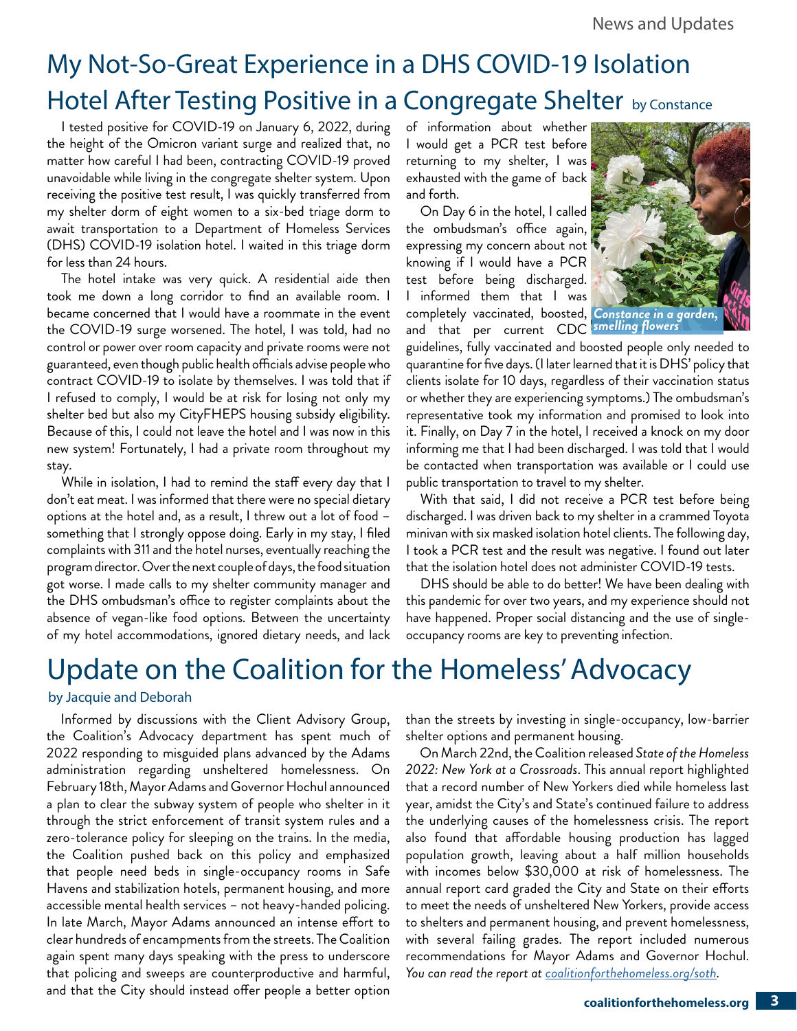# My Not-So-Great Experience in a DHS COVID-19 Isolation Hotel After Testing Positive in a Congregate Shelter

by Constance

I tested positive for COVID-19 on January 6, 2022, during the height of the Omicron variant surge and realized that, no matter how careful I had been, contracting COVID-19 proved unavoidable while living in the congregate shelter system. Upon receiving the positive test result, I was quickly transferred from my shelter dorm of eight women to a six-bed triage dorm to await transportation to a Department of Homeless Services (DHS) COVID-19 isolation hotel. I waited in this triage dorm for less than 24 hours.

The hotel intake was very quick. A residential aide then took me down a long corridor to find an available room. I became concerned that I would have a roommate in the event the COVID-19 surge worsened. The hotel, I was told, had no control or power over room capacity and private rooms were not guaranteed, even though public health officials advise people who contract COVID-19 to isolate by themselves. I was told that if I refused to comply, I would be at risk for losing not only my shelter bed but also my CityFHEPS housing subsidy eligibility. Because of this, I could not leave the hotel and I was now in this new system! Fortunately, I had a private room throughout my stay.

While in isolation, I had to remind the staff every day that I don't eat meat. I was informed that there were no special dietary options at the hotel and, as a result, I threw out a lot of food – something that I strongly oppose doing. Early in my stay, I filed complaints with 311 and the hotel nurses, eventually reaching the program director. Over the next couple of days, the food situation got worse. I made calls to my shelter community manager and the DHS ombudsman's office to register complaints about the absence of vegan-like food options. Between the uncertainty of my hotel accommodations, ignored dietary needs, and lack of information about whether I would get a PCR test before returning to my shelter, I was exhausted with the game of back and forth.

*Constance in a garden, smelling flowers*

On Day 6 in the hotel, I called the ombudsman's office again, expressing my concern about not knowing if I would have a PCR test before being discharged. I informed them that I was completely vaccinated, boosted, and that per current CDC guidelines, fully vaccinated and boosted people only needed to quarantine for five days. (I later learned that it is DHS' policy that clients isolate for 10 days, regardless of their vaccination status or whether they are experiencing symptoms.) The ombudsman's representative took my information and promised to look into it. Finally, on Day 7 in the hotel, I received a knock on my door informing me that I had been discharged. I was told that I would be contacted when transportation was available or I could use public transportation to travel to my shelter.

With that said, I did not receive a PCR test before being discharged. I was driven back to my shelter in a crammed Toyota minivan with six masked isolation hotel clients. The following day, I took a PCR test and the result was negative. I found out later that the isolation hotel does not administer COVID-19 tests.

DHS should be able to do better! We have been dealing with this pandemic for over two years, and my experience should not have happened. Proper social distancing and the use of single-occupancy rooms are key to preventing infection.

# Update on the Coalition for the Homeless' Advocacy

by Jacquie and Deborah

Informed by discussions with the Client Advisory Group, the Coalition's Advocacy department has spent much of 2022 responding to misguided plans advanced by the Adams administration regarding unsheltered homelessness. On February 18th, Mayor Adams and Governor Hochul announced a plan to clear the subway system of people who shelter in it through the strict enforcement of transit system rules and a zero-tolerance policy for sleeping on the trains. In the media, the Coalition pushed back on this policy and emphasized that people need beds in single-occupancy rooms in Safe Havens and stabilization hotels, permanent housing, and more accessible mental health services – not heavy-handed policing. In late March, Mayor Adams announced an intense effort to clear hundreds of encampments from the streets. The Coalition again spent many days speaking with the press to underscore that policing and sweeps are counterproductive and harmful, and that the City should instead offer people a better option than the streets by investing in single-occupancy, low-barrier shelter options and permanent housing.

On March 22nd, the Coalition released *State of the Homeless 2022: New York at a Crossroads*. This annual report highlighted that a record number of New Yorkers died while homeless last year, amidst the City's and State's continued failure to address the underlying causes of the homelessness crisis. The report also found that affordable housing production has lagged population growth, leaving about a half million households with incomes below $30,000 at risk of homelessness. The annual report card graded the City and State on their efforts to meet the needs of unsheltered New Yorkers, provide access to shelters and permanent housing, and prevent homelessness, with several failing grades. The report included numerous recommendations for Mayor Adams and Governor Hochul. *You can read the report at coalitionforthehomeless.org/soth.*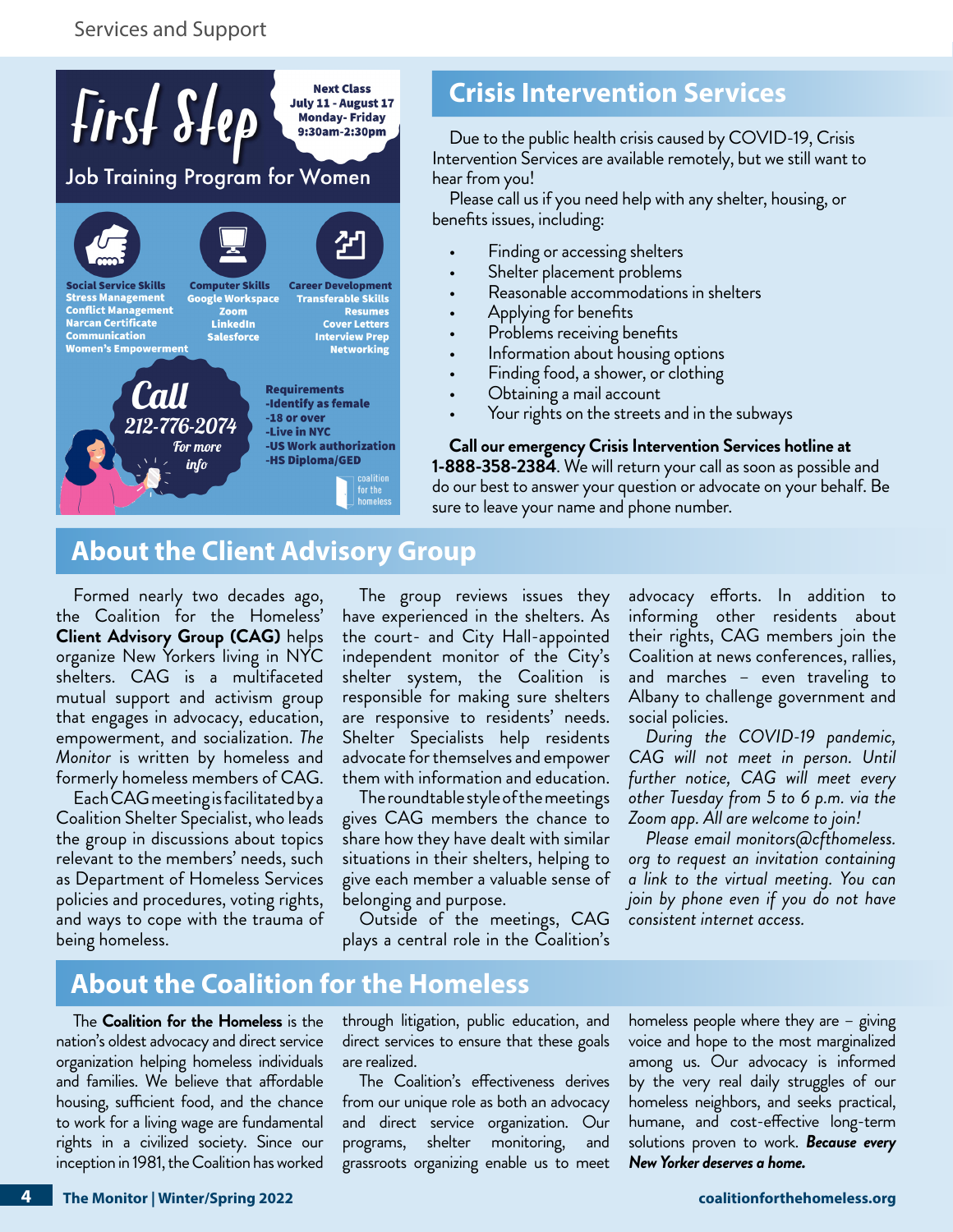## First Step

**Next Class**
**July 11 - August 17**
**Monday- Friday**
**9:30am-2:30pm**

Job Training Program for Women

**Social Service Skills**
Stress Management
Conflict Management
Narcan Certificate
Communication
Women's Empowerment

**Computer Skills**
Google Workspace
Zoom
LinkedIn
Salesforce

**Career Development**
Transferable Skills
Resumes
Cover Letters
Interview Prep
Networking

**Call 212-776-2074** For more info

**Requirements**
-Identify as female
-18 or over
-Live in NYC
-US Work authorization
-HS Diploma/GED

coalition for the homeless

## Crisis Intervention Services

Due to the public health crisis caused by COVID-19, Crisis Intervention Services are available remotely, but we still want to hear from you!

Please call us if you need help with any shelter, housing, or benefits issues, including:

- Finding or accessing shelters
- Shelter placement problems
- Reasonable accommodations in shelters
- Applying for benefits
- Problems receiving benefits
- Information about housing options
- Finding food, a shower, or clothing
- Obtaining a mail account
- Your rights on the streets and in the subways

**Call our emergency Crisis Intervention Services hotline at 1-888-358-2384**. We will return your call as soon as possible and do our best to answer your question or advocate on your behalf. Be sure to leave your name and phone number.

## About the Client Advisory Group

Formed nearly two decades ago, the Coalition for the Homeless' **Client Advisory Group (CAG)** helps organize New Yorkers living in NYC shelters. CAG is a multifaceted mutual support and activism group that engages in advocacy, education, empowerment, and socialization. *The Monitor* is written by homeless and formerly homeless members of CAG.

Each CAG meeting is facilitated by a Coalition Shelter Specialist, who leads the group in discussions about topics relevant to the members' needs, such as Department of Homeless Services policies and procedures, voting rights, and ways to cope with the trauma of being homeless.

The group reviews issues they have experienced in the shelters. As the court- and City Hall-appointed independent monitor of the City's shelter system, the Coalition is responsible for making sure shelters are responsive to residents' needs. Shelter Specialists help residents advocate for themselves and empower them with information and education.

The roundtable style of the meetings gives CAG members the chance to share how they have dealt with similar situations in their shelters, helping to give each member a valuable sense of belonging and purpose.

Outside of the meetings, CAG plays a central role in the Coalition's advocacy efforts. In addition to informing other residents about their rights, CAG members join the Coalition at news conferences, rallies, and marches – even traveling to Albany to challenge government and social policies.

*During the COVID-19 pandemic, CAG will not meet in person. Until further notice, CAG will meet every other Tuesday from 5 to 6 p.m. via the Zoom app. All are welcome to join!*

*Please email monitors@cfthomeless.org to request an invitation containing a link to the virtual meeting. You can join by phone even if you do not have consistent internet access.*

## About the Coalition for the Homeless

The **Coalition for the Homeless** is the nation's oldest advocacy and direct service organization helping homeless individuals and families. We believe that affordable housing, sufficient food, and the chance to work for a living wage are fundamental rights in a civilized society. Since our inception in 1981, the Coalition has worked through litigation, public education, and direct services to ensure that these goals are realized.

The Coalition's effectiveness derives from our unique role as both an advocacy and direct service organization. Our programs, shelter monitoring, and grassroots organizing enable us to meet homeless people where they are – giving voice and hope to the most marginalized among us. Our advocacy is informed by the very real daily struggles of our homeless neighbors, and seeks practical, humane, and cost-effective long-term solutions proven to work. ***Because every New Yorker deserves a home.***